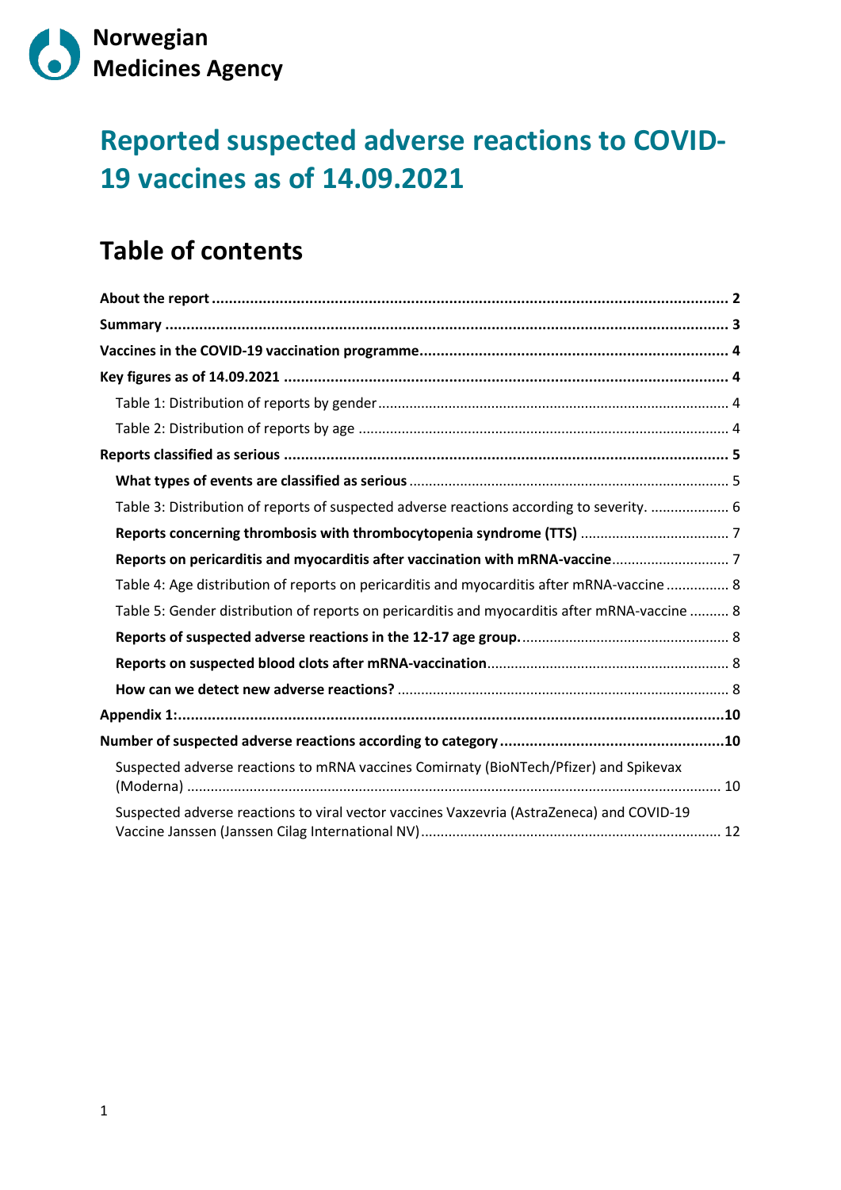Norwegian Medicines Agency

# Reported suspected adverse reactions to COVID-19 vaccines as of 14.09.2021

## Table of contents

**About the report** ..... **2**

**Summary** ..... **3**

**Vaccines in the COVID-19 vaccination programme** ..... **4**

**Key figures as of 14.09.2021** ..... **4**

- Table 1: Distribution of reports by gender ..... 4
- Table 2: Distribution of reports by age ..... 4

**Reports classified as serious** ..... **5**

- **What types of events are classified as serious** ..... 5
- Table 3: Distribution of reports of suspected adverse reactions according to severity. ..... 6
- **Reports concerning thrombosis with thrombocytopenia syndrome (TTS)** ..... 7
- **Reports on pericarditis and myocarditis after vaccination with mRNA-vaccine** ..... 7
- Table 4: Age distribution of reports on pericarditis and myocarditis after mRNA-vaccine ..... 8
- Table 5: Gender distribution of reports on pericarditis and myocarditis after mRNA-vaccine ..... 8
- **Reports of suspected adverse reactions in the 12-17 age group.** ..... 8
- **Reports on suspected blood clots after mRNA-vaccination** ..... 8
- **How can we detect new adverse reactions?** ..... 8

**Appendix 1:** ..... **10**

**Number of suspected adverse reactions according to category** ..... **10**

- Suspected adverse reactions to mRNA vaccines Comirnaty (BioNTech/Pfizer) and Spikevax (Moderna) ..... 10
- Suspected adverse reactions to viral vector vaccines Vaxzevria (AstraZeneca) and COVID-19 Vaccine Janssen (Janssen Cilag International NV) ..... 12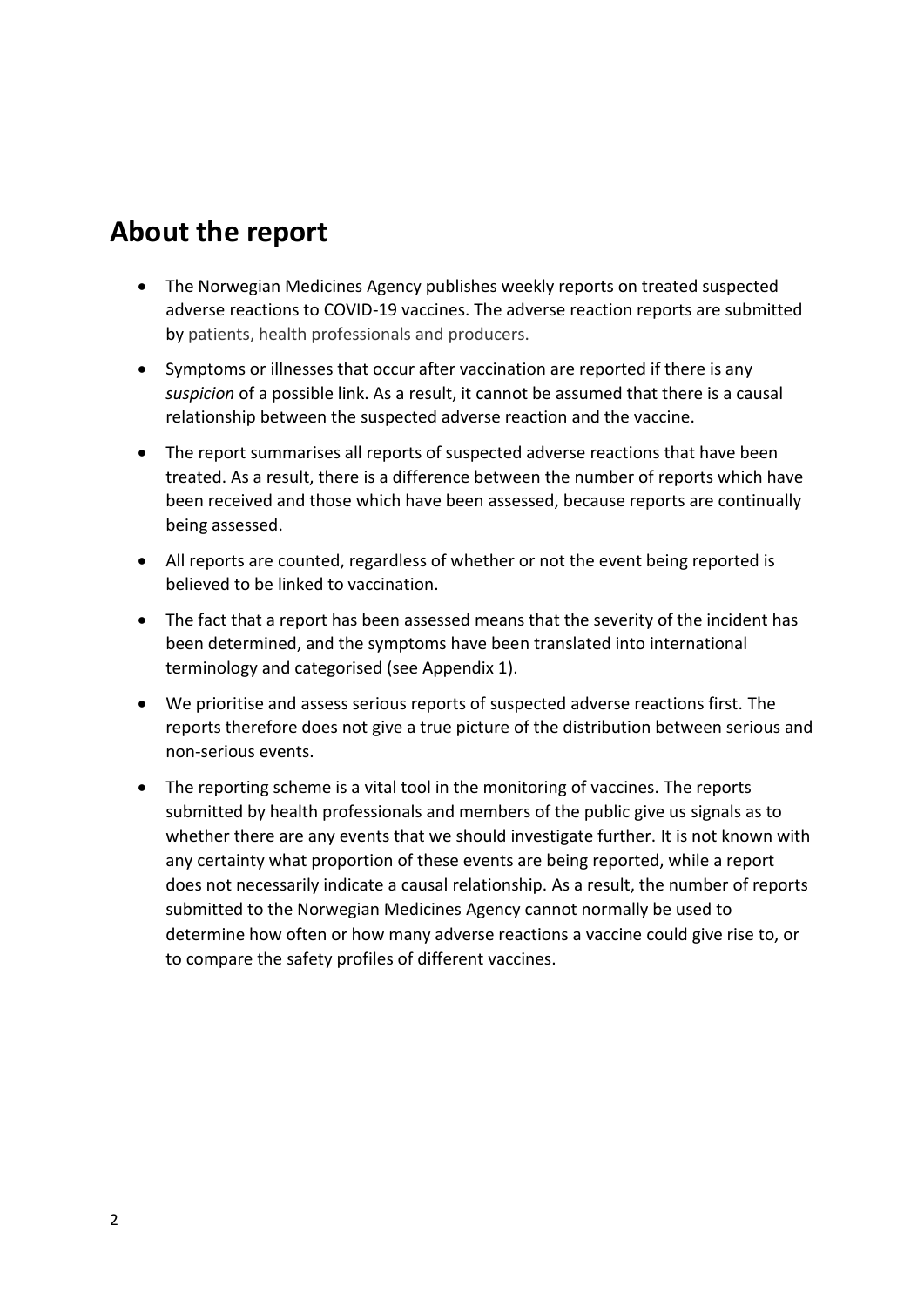## About the report

- The Norwegian Medicines Agency publishes weekly reports on treated suspected adverse reactions to COVID-19 vaccines. The adverse reaction reports are submitted by patients, health professionals and producers.
- Symptoms or illnesses that occur after vaccination are reported if there is any *suspicion* of a possible link. As a result, it cannot be assumed that there is a causal relationship between the suspected adverse reaction and the vaccine.
- The report summarises all reports of suspected adverse reactions that have been treated. As a result, there is a difference between the number of reports which have been received and those which have been assessed, because reports are continually being assessed.
- All reports are counted, regardless of whether or not the event being reported is believed to be linked to vaccination.
- The fact that a report has been assessed means that the severity of the incident has been determined, and the symptoms have been translated into international terminology and categorised (see Appendix 1).
- We prioritise and assess serious reports of suspected adverse reactions first. The reports therefore does not give a true picture of the distribution between serious and non-serious events.
- The reporting scheme is a vital tool in the monitoring of vaccines. The reports submitted by health professionals and members of the public give us signals as to whether there are any events that we should investigate further. It is not known with any certainty what proportion of these events are being reported, while a report does not necessarily indicate a causal relationship. As a result, the number of reports submitted to the Norwegian Medicines Agency cannot normally be used to determine how often or how many adverse reactions a vaccine could give rise to, or to compare the safety profiles of different vaccines.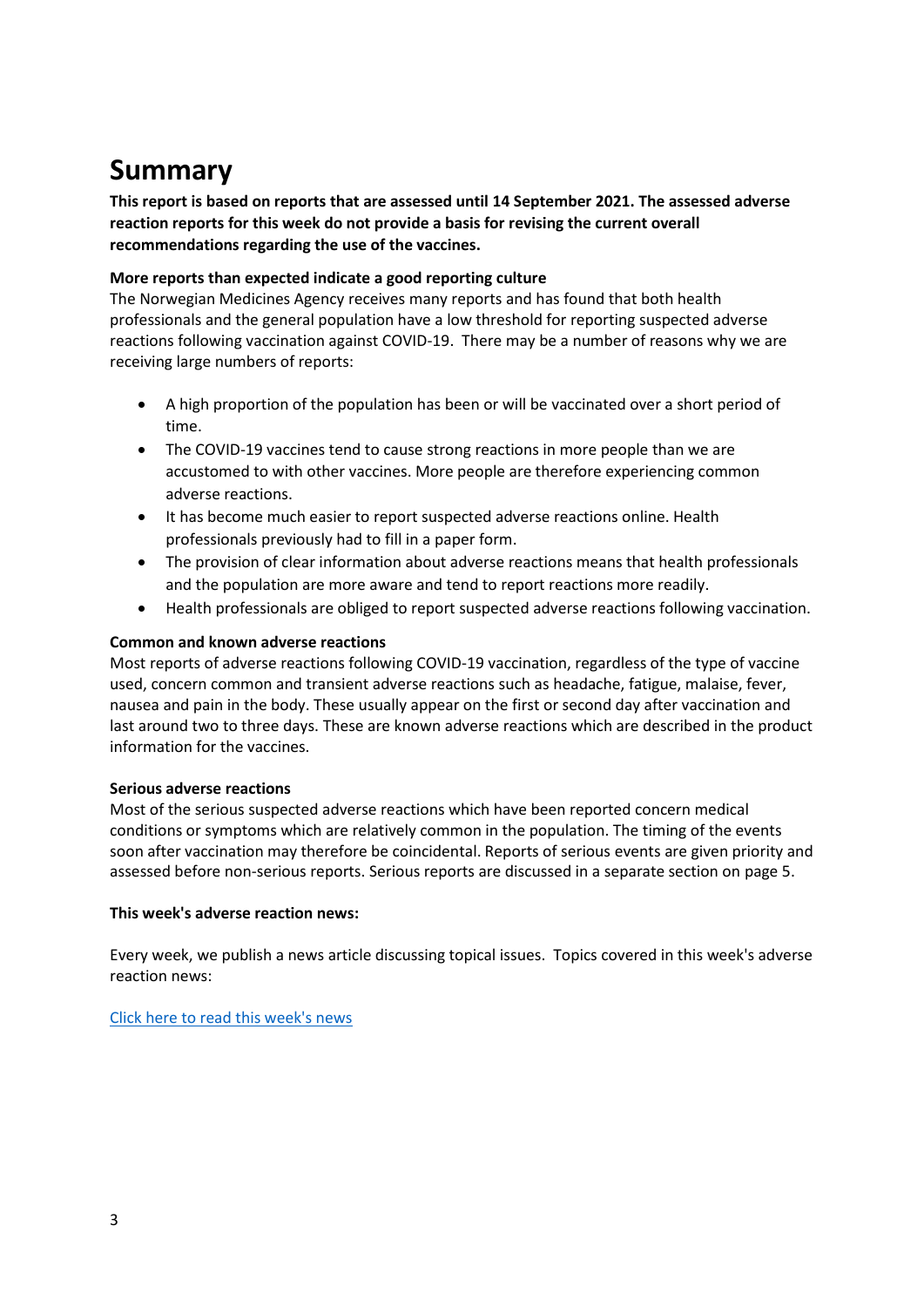# Summary

**This report is based on reports that are assessed until 14 September 2021. The assessed adverse reaction reports for this week do not provide a basis for revising the current overall recommendations regarding the use of the vaccines.**

**More reports than expected indicate a good reporting culture**

The Norwegian Medicines Agency receives many reports and has found that both health professionals and the general population have a low threshold for reporting suspected adverse reactions following vaccination against COVID-19. There may be a number of reasons why we are receiving large numbers of reports:

- A high proportion of the population has been or will be vaccinated over a short period of time.
- The COVID-19 vaccines tend to cause strong reactions in more people than we are accustomed to with other vaccines. More people are therefore experiencing common adverse reactions.
- It has become much easier to report suspected adverse reactions online. Health professionals previously had to fill in a paper form.
- The provision of clear information about adverse reactions means that health professionals and the population are more aware and tend to report reactions more readily.
- Health professionals are obliged to report suspected adverse reactions following vaccination.

**Common and known adverse reactions**

Most reports of adverse reactions following COVID-19 vaccination, regardless of the type of vaccine used, concern common and transient adverse reactions such as headache, fatigue, malaise, fever, nausea and pain in the body. These usually appear on the first or second day after vaccination and last around two to three days. These are known adverse reactions which are described in the product information for the vaccines.

**Serious adverse reactions**

Most of the serious suspected adverse reactions which have been reported concern medical conditions or symptoms which are relatively common in the population. The timing of the events soon after vaccination may therefore be coincidental. Reports of serious events are given priority and assessed before non-serious reports. Serious reports are discussed in a separate section on page 5.

**This week's adverse reaction news:**

Every week, we publish a news article discussing topical issues. Topics covered in this week's adverse reaction news:

Click here to read this week's news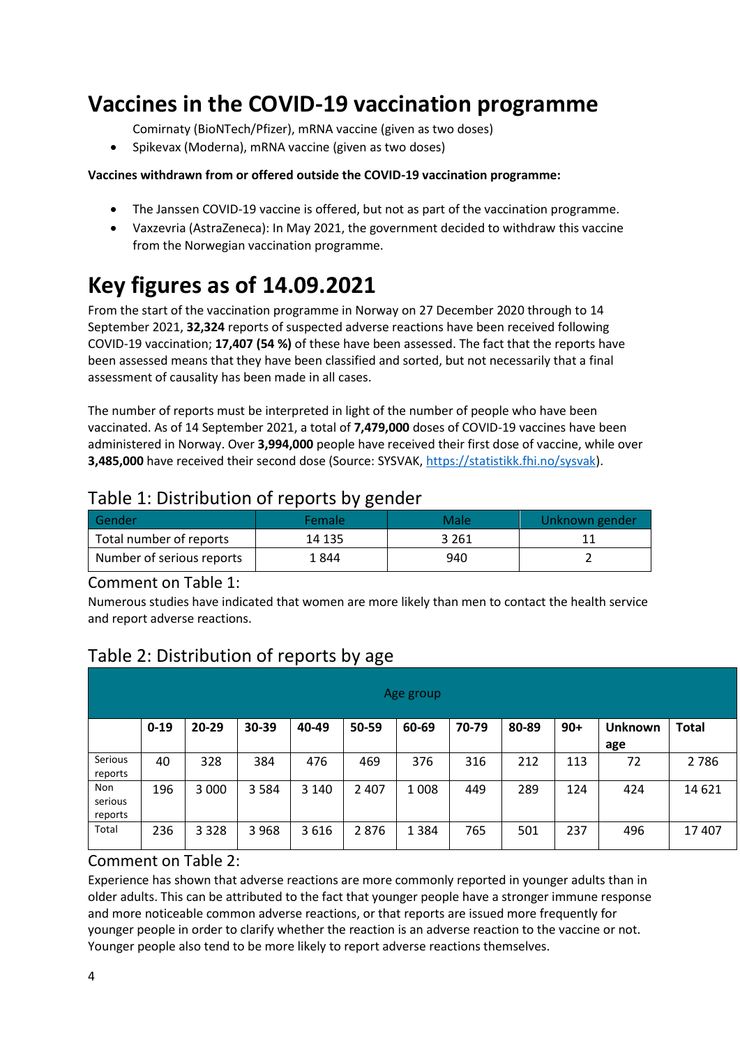# Vaccines in the COVID-19 vaccination programme

Comirnaty (BioNTech/Pfizer), mRNA vaccine (given as two doses)

- Spikevax (Moderna), mRNA vaccine (given as two doses)

**Vaccines withdrawn from or offered outside the COVID-19 vaccination programme:**

- The Janssen COVID-19 vaccine is offered, but not as part of the vaccination programme.
- Vaxzevria (AstraZeneca): In May 2021, the government decided to withdraw this vaccine from the Norwegian vaccination programme.

# Key figures as of 14.09.2021

From the start of the vaccination programme in Norway on 27 December 2020 through to 14 September 2021, **32,324** reports of suspected adverse reactions have been received following COVID-19 vaccination; **17,407 (54 %)** of these have been assessed. The fact that the reports have been assessed means that they have been classified and sorted, but not necessarily that a final assessment of causality has been made in all cases.

The number of reports must be interpreted in light of the number of people who have been vaccinated. As of 14 September 2021, a total of **7,479,000** doses of COVID-19 vaccines have been administered in Norway. Over **3,994,000** people have received their first dose of vaccine, while over **3,485,000** have received their second dose (Source: SYSVAK, https://statistikk.fhi.no/sysvak).

## Table 1: Distribution of reports by gender

| Gender | Female | Male | Unknown gender |
|---|---|---|---|
| Total number of reports | 14 135 | 3 261 | 11 |
| Number of serious reports | 1 844 | 940 | 2 |

## Comment on Table 1:

Numerous studies have indicated that women are more likely than men to contact the health service and report adverse reactions.

## Table 2: Distribution of reports by age

| | Age group | | | | | | | | | | |
|---|---|---|---|---|---|---|---|---|---|---|---|
| | 0-19 | 20-29 | 30-39 | 40-49 | 50-59 | 60-69 | 70-79 | 80-89 | 90+ | Unknown age | Total |
| Serious reports | 40 | 328 | 384 | 476 | 469 | 376 | 316 | 212 | 113 | 72 | 2 786 |
| Non serious reports | 196 | 3 000 | 3 584 | 3 140 | 2 407 | 1 008 | 449 | 289 | 124 | 424 | 14 621 |
| Total | 236 | 3 328 | 3 968 | 3 616 | 2 876 | 1 384 | 765 | 501 | 237 | 496 | 17 407 |

## Comment on Table 2:

Experience has shown that adverse reactions are more commonly reported in younger adults than in older adults. This can be attributed to the fact that younger people have a stronger immune response and more noticeable common adverse reactions, or that reports are issued more frequently for younger people in order to clarify whether the reaction is an adverse reaction to the vaccine or not. Younger people also tend to be more likely to report adverse reactions themselves.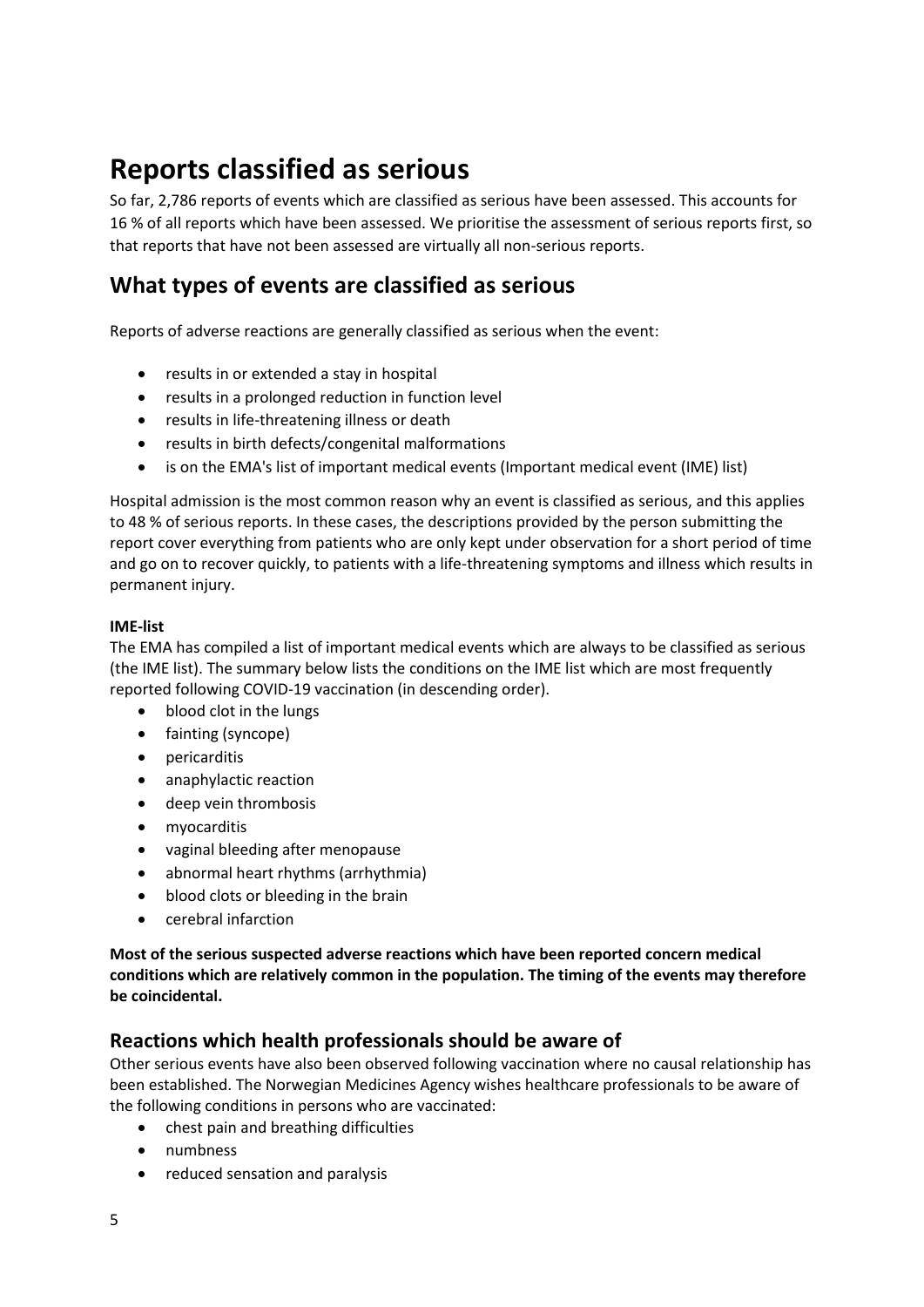# Reports classified as serious

So far, 2,786 reports of events which are classified as serious have been assessed. This accounts for 16 % of all reports which have been assessed. We prioritise the assessment of serious reports first, so that reports that have not been assessed are virtually all non-serious reports.

## What types of events are classified as serious

Reports of adverse reactions are generally classified as serious when the event:

- results in or extended a stay in hospital
- results in a prolonged reduction in function level
- results in life-threatening illness or death
- results in birth defects/congenital malformations
- is on the EMA's list of important medical events (Important medical event (IME) list)

Hospital admission is the most common reason why an event is classified as serious, and this applies to 48 % of serious reports. In these cases, the descriptions provided by the person submitting the report cover everything from patients who are only kept under observation for a short period of time and go on to recover quickly, to patients with a life-threatening symptoms and illness which results in permanent injury.

**IME-list**

The EMA has compiled a list of important medical events which are always to be classified as serious (the IME list). The summary below lists the conditions on the IME list which are most frequently reported following COVID-19 vaccination (in descending order).

- blood clot in the lungs
- fainting (syncope)
- pericarditis
- anaphylactic reaction
- deep vein thrombosis
- myocarditis
- vaginal bleeding after menopause
- abnormal heart rhythms (arrhythmia)
- blood clots or bleeding in the brain
- cerebral infarction

**Most of the serious suspected adverse reactions which have been reported concern medical conditions which are relatively common in the population. The timing of the events may therefore be coincidental.**

### Reactions which health professionals should be aware of

Other serious events have also been observed following vaccination where no causal relationship has been established. The Norwegian Medicines Agency wishes healthcare professionals to be aware of the following conditions in persons who are vaccinated:

- chest pain and breathing difficulties
- numbness
- reduced sensation and paralysis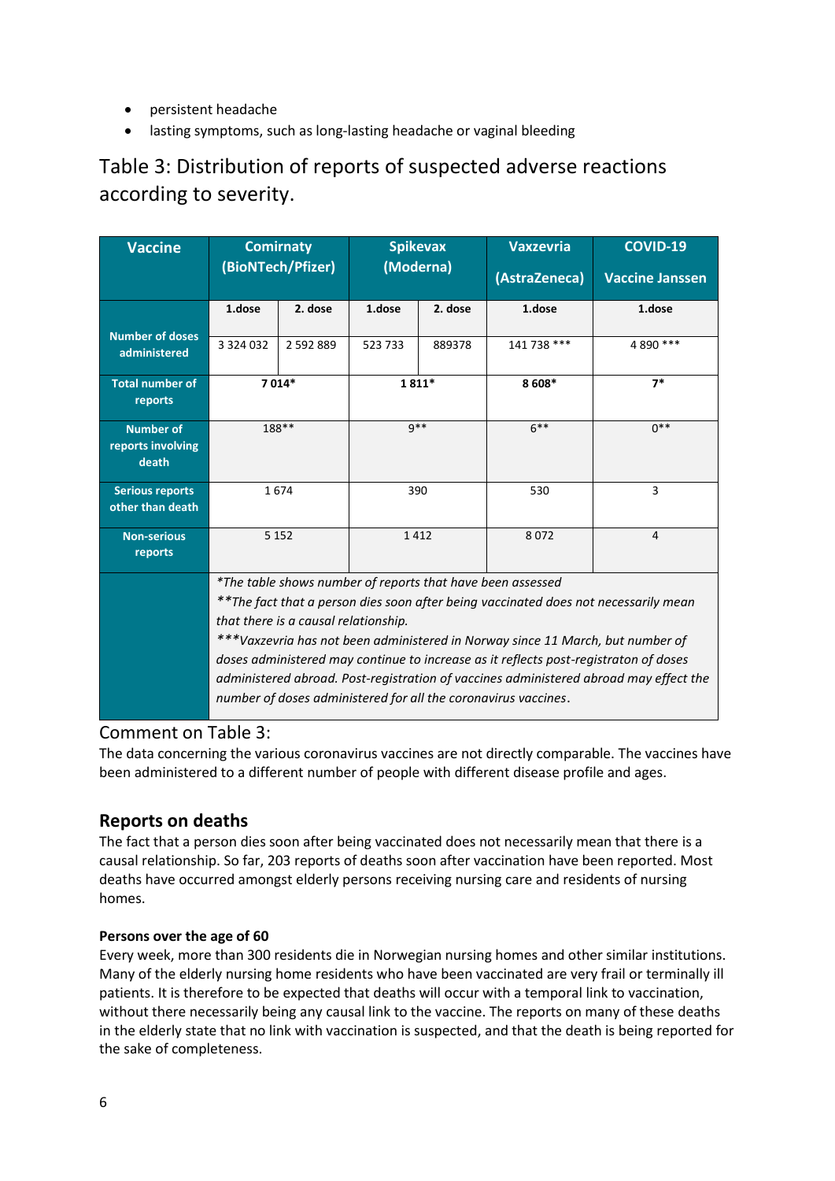- persistent headache
- lasting symptoms, such as long-lasting headache or vaginal bleeding

## Table 3: Distribution of reports of suspected adverse reactions according to severity.

| Vaccine | Comirnaty (BioNTech/Pfizer) | | Spikevax (Moderna) | | Vaxzevria (AstraZeneca) | COVID-19 Vaccine Janssen |
|---|---|---|---|---|---|---|
| Number of doses administered | 1.dose | 2. dose | 1.dose | 2. dose | 1.dose | 1.dose |
| | 3 324 032 | 2 592 889 | 523 733 | 889378 | 141 738 *** | 4 890 *** |
| Total number of reports | 7 014* | | 1 811* | | 8 608* | 7* |
| Number of reports involving death | 188** | | 9** | | 6** | 0** |
| Serious reports other than death | 1 674 | | 390 | | 530 | 3 |
| Non-serious reports | 5 152 | | 1 412 | | 8 072 | 4 |

*\*The table shows number of reports that have been assessed*
*\*\*The fact that a person dies soon after being vaccinated does not necessarily mean that there is a causal relationship.*
*\*\*\*Vaxzevria has not been administered in Norway since 11 March, but number of doses administered may continue to increase as it reflects post-registraton of doses administered abroad. Post-registration of vaccines administered abroad may effect the number of doses administered for all the coronavirus vaccines.*

Comment on Table 3:
The data concerning the various coronavirus vaccines are not directly comparable. The vaccines have been administered to a different number of people with different disease profile and ages.

### Reports on deaths

The fact that a person dies soon after being vaccinated does not necessarily mean that there is a causal relationship. So far, 203 reports of deaths soon after vaccination have been reported. Most deaths have occurred amongst elderly persons receiving nursing care and residents of nursing homes.

**Persons over the age of 60**

Every week, more than 300 residents die in Norwegian nursing homes and other similar institutions. Many of the elderly nursing home residents who have been vaccinated are very frail or terminally ill patients. It is therefore to be expected that deaths will occur with a temporal link to vaccination, without there necessarily being any causal link to the vaccine. The reports on many of these deaths in the elderly state that no link with vaccination is suspected, and that the death is being reported for the sake of completeness.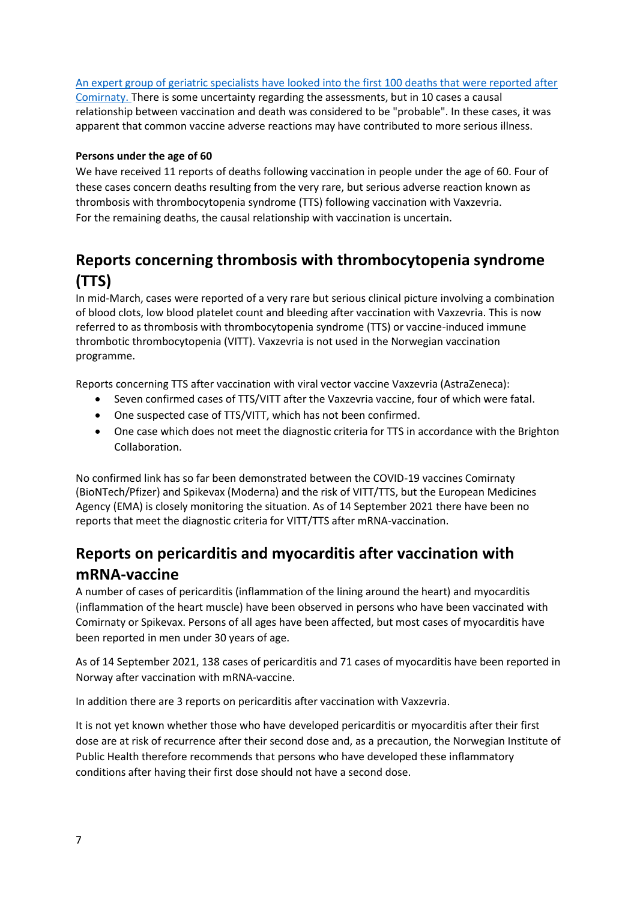An expert group of geriatric specialists have looked into the first 100 deaths that were reported after Comirnaty. There is some uncertainty regarding the assessments, but in 10 cases a causal relationship between vaccination and death was considered to be "probable". In these cases, it was apparent that common vaccine adverse reactions may have contributed to more serious illness.

**Persons under the age of 60**

We have received 11 reports of deaths following vaccination in people under the age of 60. Four of these cases concern deaths resulting from the very rare, but serious adverse reaction known as thrombosis with thrombocytopenia syndrome (TTS) following vaccination with Vaxzevria.
For the remaining deaths, the causal relationship with vaccination is uncertain.

## Reports concerning thrombosis with thrombocytopenia syndrome (TTS)

In mid-March, cases were reported of a very rare but serious clinical picture involving a combination of blood clots, low blood platelet count and bleeding after vaccination with Vaxzevria. This is now referred to as thrombosis with thrombocytopenia syndrome (TTS) or vaccine-induced immune thrombotic thrombocytopenia (VITT). Vaxzevria is not used in the Norwegian vaccination programme.

Reports concerning TTS after vaccination with viral vector vaccine Vaxzevria (AstraZeneca):

- Seven confirmed cases of TTS/VITT after the Vaxzevria vaccine, four of which were fatal.
- One suspected case of TTS/VITT, which has not been confirmed.
- One case which does not meet the diagnostic criteria for TTS in accordance with the Brighton Collaboration.

No confirmed link has so far been demonstrated between the COVID-19 vaccines Comirnaty (BioNTech/Pfizer) and Spikevax (Moderna) and the risk of VITT/TTS, but the European Medicines Agency (EMA) is closely monitoring the situation. As of 14 September 2021 there have been no reports that meet the diagnostic criteria for VITT/TTS after mRNA-vaccination.

## Reports on pericarditis and myocarditis after vaccination with mRNA-vaccine

A number of cases of pericarditis (inflammation of the lining around the heart) and myocarditis (inflammation of the heart muscle) have been observed in persons who have been vaccinated with Comirnaty or Spikevax. Persons of all ages have been affected, but most cases of myocarditis have been reported in men under 30 years of age.

As of 14 September 2021, 138 cases of pericarditis and 71 cases of myocarditis have been reported in Norway after vaccination with mRNA-vaccine.

In addition there are 3 reports on pericarditis after vaccination with Vaxzevria.

It is not yet known whether those who have developed pericarditis or myocarditis after their first dose are at risk of recurrence after their second dose and, as a precaution, the Norwegian Institute of Public Health therefore recommends that persons who have developed these inflammatory conditions after having their first dose should not have a second dose.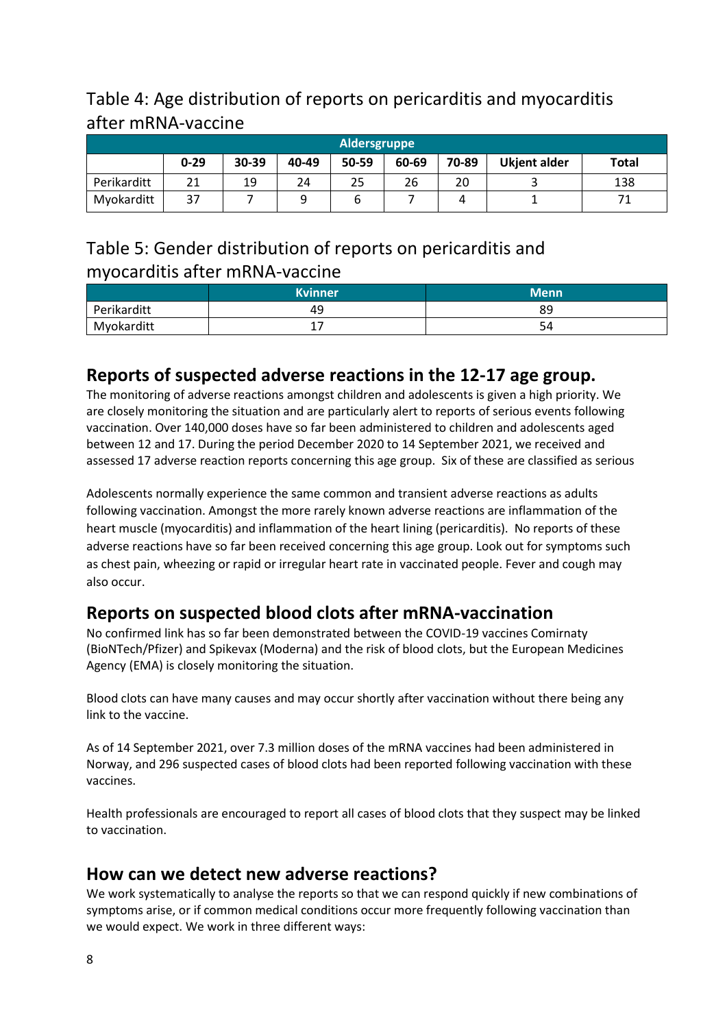## Table 4: Age distribution of reports on pericarditis and myocarditis after mRNA-vaccine

| | Aldersgruppe | | | | | | | |
|---|---|---|---|---|---|---|---|---|
| | **0-29** | **30-39** | **40-49** | **50-59** | **60-69** | **70-89** | **Ukjent alder** | **Total** |
| Perikarditt | 21 | 19 | 24 | 25 | 26 | 20 | 3 | 138 |
| Myokarditt | 37 | 7 | 9 | 6 | 7 | 4 | 1 | 71 |

## Table 5: Gender distribution of reports on pericarditis and myocarditis after mRNA-vaccine

| | Kvinner | Menn |
|---|---|---|
| Perikarditt | 49 | 89 |
| Myokarditt | 17 | 54 |

## Reports of suspected adverse reactions in the 12-17 age group.

The monitoring of adverse reactions amongst children and adolescents is given a high priority. We are closely monitoring the situation and are particularly alert to reports of serious events following vaccination. Over 140,000 doses have so far been administered to children and adolescents aged between 12 and 17. During the period December 2020 to 14 September 2021, we received and assessed 17 adverse reaction reports concerning this age group. Six of these are classified as serious

Adolescents normally experience the same common and transient adverse reactions as adults following vaccination. Amongst the more rarely known adverse reactions are inflammation of the heart muscle (myocarditis) and inflammation of the heart lining (pericarditis). No reports of these adverse reactions have so far been received concerning this age group. Look out for symptoms such as chest pain, wheezing or rapid or irregular heart rate in vaccinated people. Fever and cough may also occur.

## Reports on suspected blood clots after mRNA-vaccination

No confirmed link has so far been demonstrated between the COVID-19 vaccines Comirnaty (BioNTech/Pfizer) and Spikevax (Moderna) and the risk of blood clots, but the European Medicines Agency (EMA) is closely monitoring the situation.

Blood clots can have many causes and may occur shortly after vaccination without there being any link to the vaccine.

As of 14 September 2021, over 7.3 million doses of the mRNA vaccines had been administered in Norway, and 296 suspected cases of blood clots had been reported following vaccination with these vaccines.

Health professionals are encouraged to report all cases of blood clots that they suspect may be linked to vaccination.

## How can we detect new adverse reactions?

We work systematically to analyse the reports so that we can respond quickly if new combinations of symptoms arise, or if common medical conditions occur more frequently following vaccination than we would expect. We work in three different ways: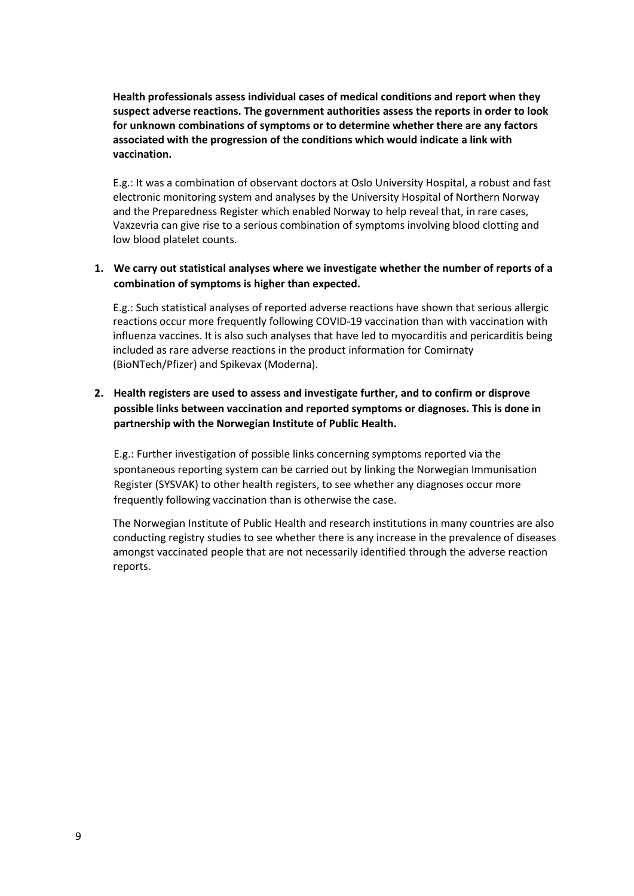**Health professionals assess individual cases of medical conditions and report when they suspect adverse reactions. The government authorities assess the reports in order to look for unknown combinations of symptoms or to determine whether there are any factors associated with the progression of the conditions which would indicate a link with vaccination.**

E.g.: It was a combination of observant doctors at Oslo University Hospital, a robust and fast electronic monitoring system and analyses by the University Hospital of Northern Norway and the Preparedness Register which enabled Norway to help reveal that, in rare cases, Vaxzevria can give rise to a serious combination of symptoms involving blood clotting and low blood platelet counts.

1. **We carry out statistical analyses where we investigate whether the number of reports of a combination of symptoms is higher than expected.**

   E.g.: Such statistical analyses of reported adverse reactions have shown that serious allergic reactions occur more frequently following COVID-19 vaccination than with vaccination with influenza vaccines. It is also such analyses that have led to myocarditis and pericarditis being included as rare adverse reactions in the product information for Comirnaty (BioNTech/Pfizer) and Spikevax (Moderna).

2. **Health registers are used to assess and investigate further, and to confirm or disprove possible links between vaccination and reported symptoms or diagnoses. This is done in partnership with the Norwegian Institute of Public Health.**

   E.g.: Further investigation of possible links concerning symptoms reported via the spontaneous reporting system can be carried out by linking the Norwegian Immunisation Register (SYSVAK) to other health registers, to see whether any diagnoses occur more frequently following vaccination than is otherwise the case.

   The Norwegian Institute of Public Health and research institutions in many countries are also conducting registry studies to see whether there is any increase in the prevalence of diseases amongst vaccinated people that are not necessarily identified through the adverse reaction reports.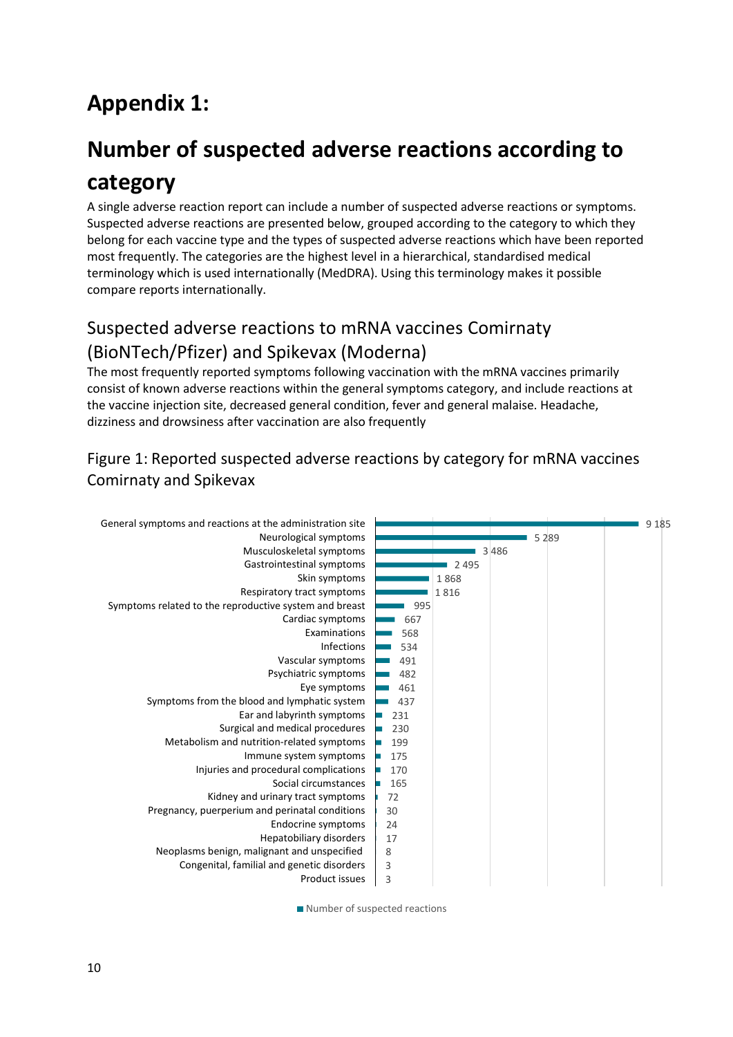# Appendix 1:

# Number of suspected adverse reactions according to category

A single adverse reaction report can include a number of suspected adverse reactions or symptoms. Suspected adverse reactions are presented below, grouped according to the category to which they belong for each vaccine type and the types of suspected adverse reactions which have been reported most frequently. The categories are the highest level in a hierarchical, standardised medical terminology which is used internationally (MedDRA). Using this terminology makes it possible compare reports internationally.

## Suspected adverse reactions to mRNA vaccines Comirnaty (BioNTech/Pfizer) and Spikevax (Moderna)

The most frequently reported symptoms following vaccination with the mRNA vaccines primarily consist of known adverse reactions within the general symptoms category, and include reactions at the vaccine injection site, decreased general condition, fever and general malaise. Headache, dizziness and drowsiness after vaccination are also frequently

Figure 1: Reported suspected adverse reactions by category for mRNA vaccines Comirnaty and Spikevax

| Category | Number of suspected reactions |
|---|---|
| General symptoms and reactions at the administration site | 9 185 |
| Neurological symptoms | 5 289 |
| Musculoskeletal symptoms | 3 486 |
| Gastrointestinal symptoms | 2 495 |
| Skin symptoms | 1 868 |
| Respiratory tract symptoms | 1 816 |
| Symptoms related to the reproductive system and breast | 995 |
| Cardiac symptoms | 667 |
| Examinations | 568 |
| Infections | 534 |
| Vascular symptoms | 491 |
| Psychiatric symptoms | 482 |
| Eye symptoms | 461 |
| Symptoms from the blood and lymphatic system | 437 |
| Ear and labyrinth symptoms | 231 |
| Surgical and medical procedures | 230 |
| Metabolism and nutrition-related symptoms | 199 |
| Immune system symptoms | 175 |
| Injuries and procedural complications | 170 |
| Social circumstances | 165 |
| Kidney and urinary tract symptoms | 72 |
| Pregnancy, puerperium and perinatal conditions | 30 |
| Endocrine symptoms | 24 |
| Hepatobiliary disorders | 17 |
| Neoplasms benign, malignant and unspecified | 8 |
| Congenital, familial and genetic disorders | 3 |
| Product issues | 3 |

■ Number of suspected reactions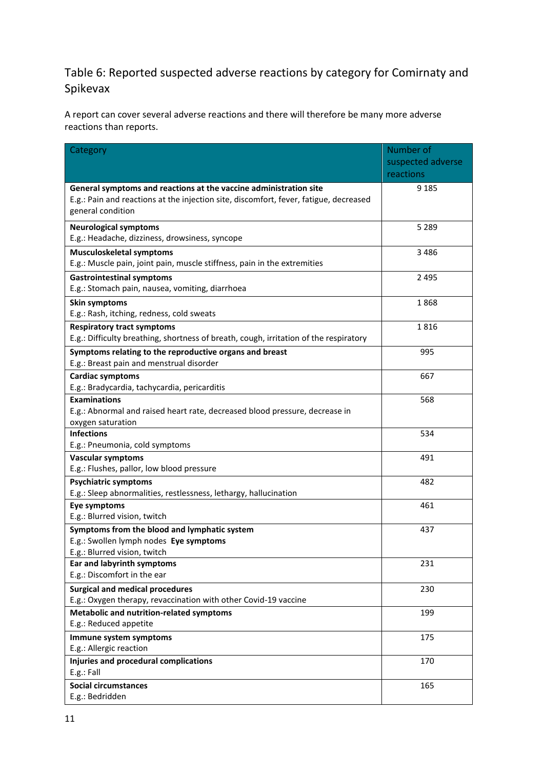## Table 6: Reported suspected adverse reactions by category for Comirnaty and Spikevax

A report can cover several adverse reactions and there will therefore be many more adverse reactions than reports.

| Category | Number of suspected adverse reactions |
|---|---|
| **General symptoms and reactions at the vaccine administration site**<br>E.g.: Pain and reactions at the injection site, discomfort, fever, fatigue, decreased general condition | 9 185 |
| **Neurological symptoms**<br>E.g.: Headache, dizziness, drowsiness, syncope | 5 289 |
| **Musculoskeletal symptoms**<br>E.g.: Muscle pain, joint pain, muscle stiffness, pain in the extremities | 3 486 |
| **Gastrointestinal symptoms**<br>E.g.: Stomach pain, nausea, vomiting, diarrhoea | 2 495 |
| **Skin symptoms**<br>E.g.: Rash, itching, redness, cold sweats | 1 868 |
| **Respiratory tract symptoms**<br>E.g.: Difficulty breathing, shortness of breath, cough, irritation of the respiratory | 1 816 |
| **Symptoms relating to the reproductive organs and breast**<br>E.g.: Breast pain and menstrual disorder | 995 |
| **Cardiac symptoms**<br>E.g.: Bradycardia, tachycardia, pericarditis | 667 |
| **Examinations**<br>E.g.: Abnormal and raised heart rate, decreased blood pressure, decrease in oxygen saturation | 568 |
| **Infections**<br>E.g.: Pneumonia, cold symptoms | 534 |
| **Vascular symptoms**<br>E.g.: Flushes, pallor, low blood pressure | 491 |
| **Psychiatric symptoms**<br>E.g.: Sleep abnormalities, restlessness, lethargy, hallucination | 482 |
| **Eye symptoms**<br>E.g.: Blurred vision, twitch | 461 |
| **Symptoms from the blood and lymphatic system**<br>E.g.: Swollen lymph nodes **Eye symptoms**<br>E.g.: Blurred vision, twitch | 437 |
| **Ear and labyrinth symptoms**<br>E.g.: Discomfort in the ear | 231 |
| **Surgical and medical procedures**<br>E.g.: Oxygen therapy, revaccination with other Covid-19 vaccine | 230 |
| **Metabolic and nutrition-related symptoms**<br>E.g.: Reduced appetite | 199 |
| **Immune system symptoms**<br>E.g.: Allergic reaction | 175 |
| **Injuries and procedural complications**<br>E.g.: Fall | 170 |
| **Social circumstances**<br>E.g.: Bedridden | 165 |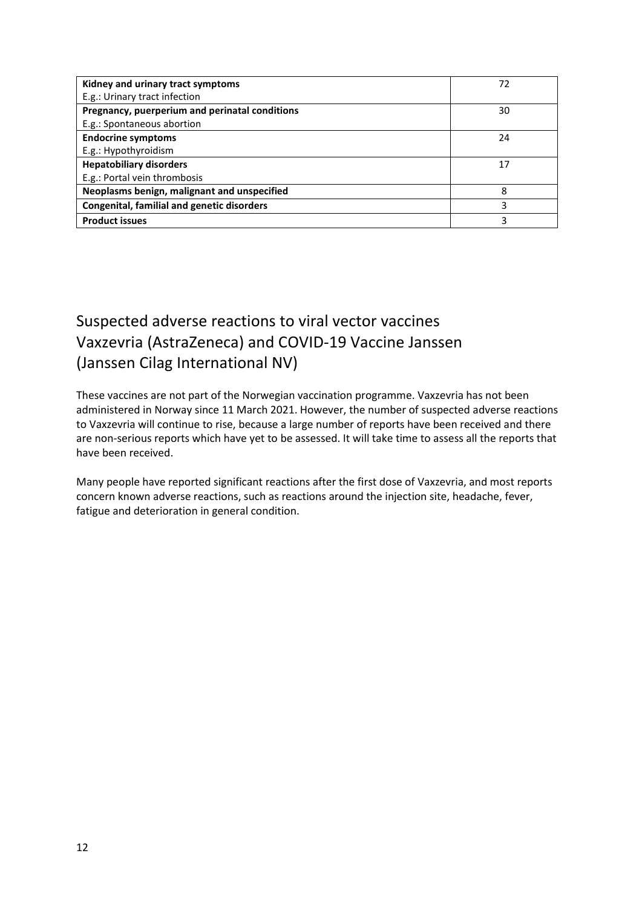| | |
|---|---|
| **Kidney and urinary tract symptoms**<br>E.g.: Urinary tract infection | 72 |
| **Pregnancy, puerperium and perinatal conditions**<br>E.g.: Spontaneous abortion | 30 |
| **Endocrine symptoms**<br>E.g.: Hypothyroidism | 24 |
| **Hepatobiliary disorders**<br>E.g.: Portal vein thrombosis | 17 |
| **Neoplasms benign, malignant and unspecified** | 8 |
| **Congenital, familial and genetic disorders** | 3 |
| **Product issues** | 3 |

## Suspected adverse reactions to viral vector vaccines Vaxzevria (AstraZeneca) and COVID-19 Vaccine Janssen (Janssen Cilag International NV)

These vaccines are not part of the Norwegian vaccination programme. Vaxzevria has not been administered in Norway since 11 March 2021. However, the number of suspected adverse reactions to Vaxzevria will continue to rise, because a large number of reports have been received and there are non-serious reports which have yet to be assessed. It will take time to assess all the reports that have been received.

Many people have reported significant reactions after the first dose of Vaxzevria, and most reports concern known adverse reactions, such as reactions around the injection site, headache, fever, fatigue and deterioration in general condition.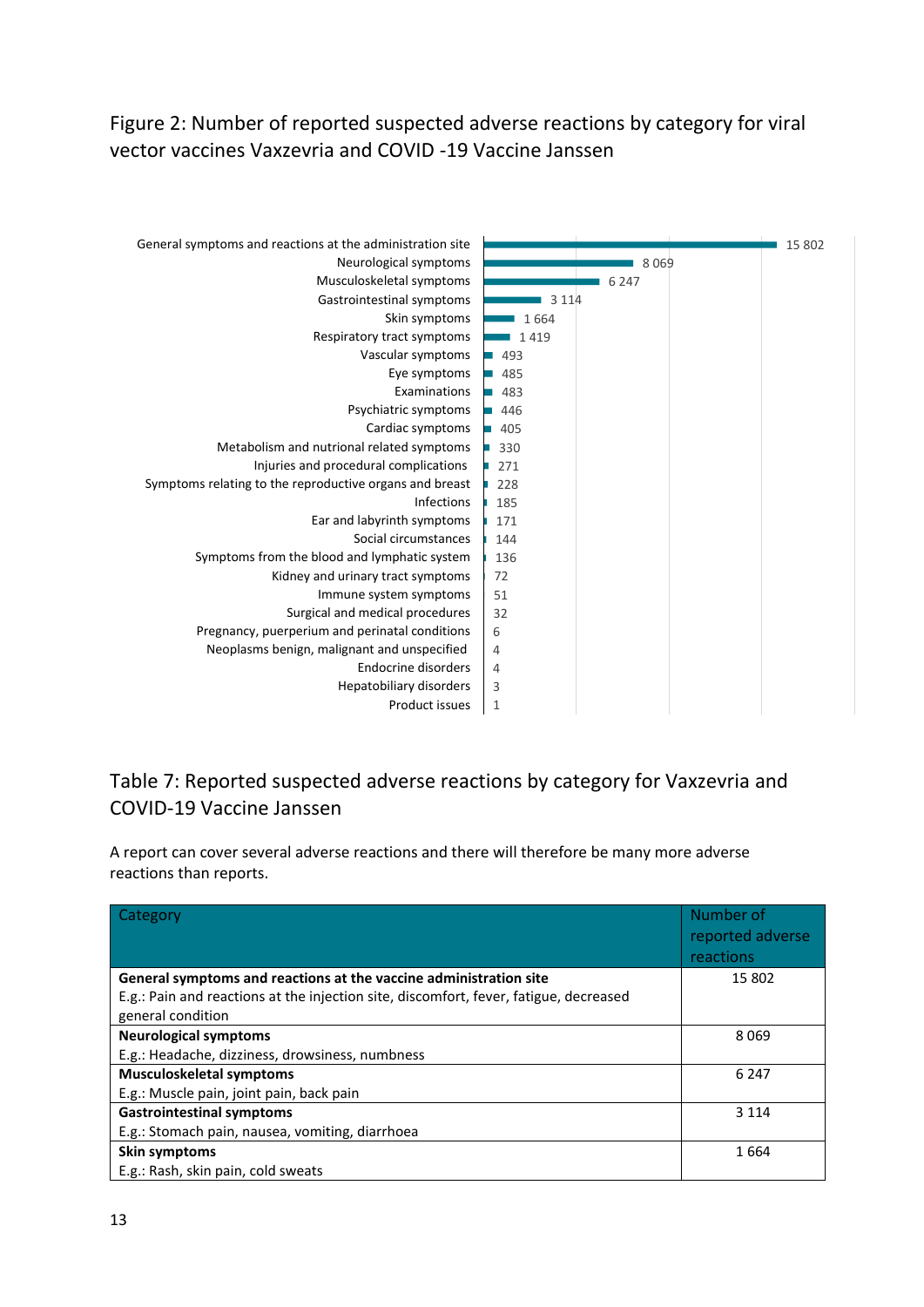## Figure 2: Number of reported suspected adverse reactions by category for viral vector vaccines Vaxzevria and COVID -19 Vaccine Janssen

| Category | Number |
|---|---|
| General symptoms and reactions at the administration site | 15 802 |
| Neurological symptoms | 8 069 |
| Musculoskeletal symptoms | 6 247 |
| Gastrointestinal symptoms | 3 114 |
| Skin symptoms | 1 664 |
| Respiratory tract symptoms | 1 419 |
| Vascular symptoms | 493 |
| Eye symptoms | 485 |
| Examinations | 483 |
| Psychiatric symptoms | 446 |
| Cardiac symptoms | 405 |
| Metabolism and nutrional related symptoms | 330 |
| Injuries and procedural complications | 271 |
| Symptoms relating to the reproductive organs and breast | 228 |
| Infections | 185 |
| Ear and labyrinth symptoms | 171 |
| Social circumstances | 144 |
| Symptoms from the blood and lymphatic system | 136 |
| Kidney and urinary tract symptoms | 72 |
| Immune system symptoms | 51 |
| Surgical and medical procedures | 32 |
| Pregnancy, puerperium and perinatal conditions | 6 |
| Neoplasms benign, malignant and unspecified | 4 |
| Endocrine disorders | 4 |
| Hepatobiliary disorders | 3 |
| Product issues | 1 |

## Table 7: Reported suspected adverse reactions by category for Vaxzevria and COVID-19 Vaccine Janssen

A report can cover several adverse reactions and there will therefore be many more adverse reactions than reports.

| Category | Number of reported adverse reactions |
|---|---|
| **General symptoms and reactions at the vaccine administration site**<br>E.g.: Pain and reactions at the injection site, discomfort, fever, fatigue, decreased general condition | 15 802 |
| **Neurological symptoms**<br>E.g.: Headache, dizziness, drowsiness, numbness | 8 069 |
| **Musculoskeletal symptoms**<br>E.g.: Muscle pain, joint pain, back pain | 6 247 |
| **Gastrointestinal symptoms**<br>E.g.: Stomach pain, nausea, vomiting, diarrhoea | 3 114 |
| **Skin symptoms**<br>E.g.: Rash, skin pain, cold sweats | 1 664 |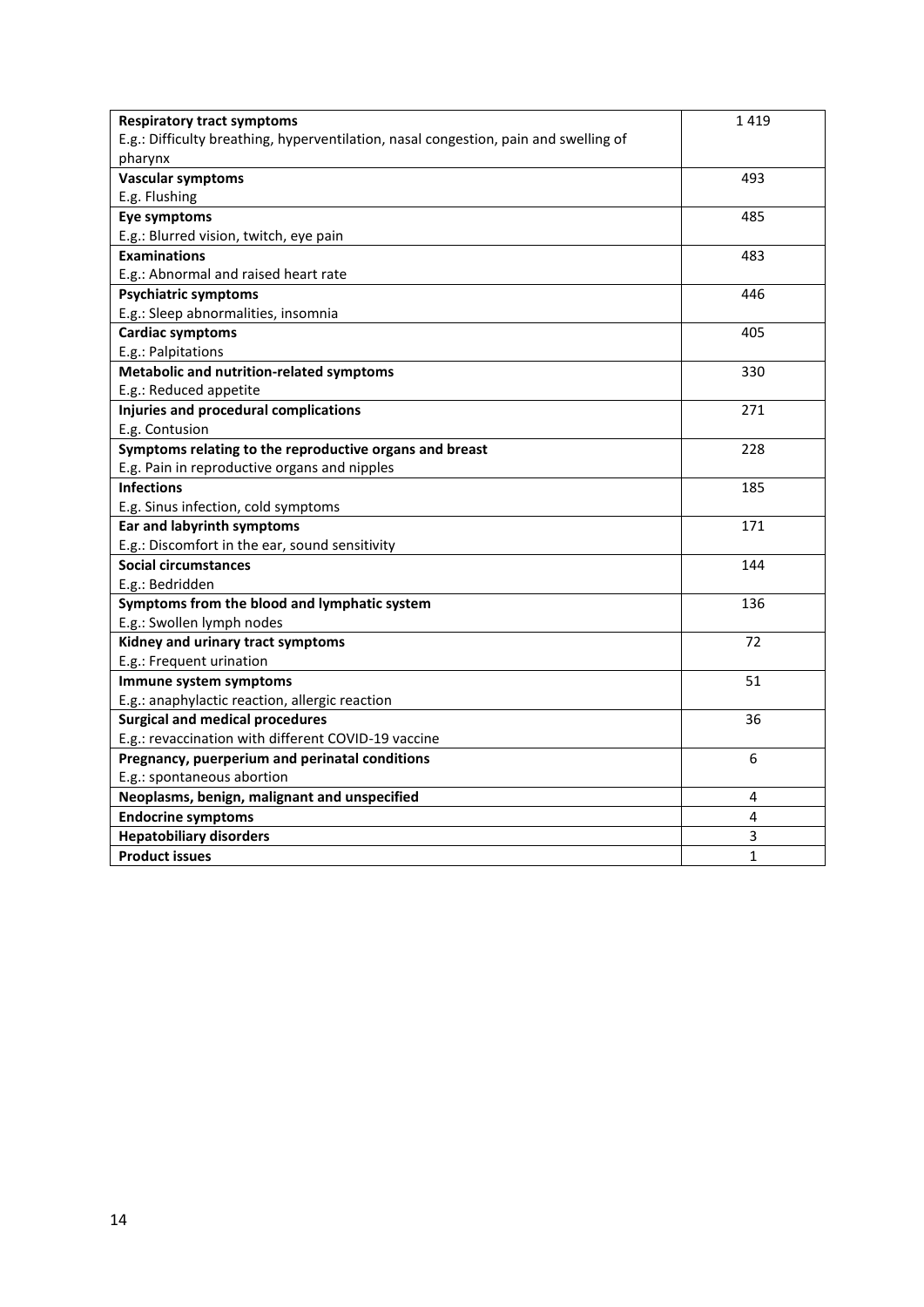| | |
|---|---|
| **Respiratory tract symptoms**<br>E.g.: Difficulty breathing, hyperventilation, nasal congestion, pain and swelling of pharynx | 1 419 |
| **Vascular symptoms**<br>E.g. Flushing | 493 |
| **Eye symptoms**<br>E.g.: Blurred vision, twitch, eye pain | 485 |
| **Examinations**<br>E.g.: Abnormal and raised heart rate | 483 |
| **Psychiatric symptoms**<br>E.g.: Sleep abnormalities, insomnia | 446 |
| **Cardiac symptoms**<br>E.g.: Palpitations | 405 |
| **Metabolic and nutrition-related symptoms**<br>E.g.: Reduced appetite | 330 |
| **Injuries and procedural complications**<br>E.g. Contusion | 271 |
| **Symptoms relating to the reproductive organs and breast**<br>E.g. Pain in reproductive organs and nipples | 228 |
| **Infections**<br>E.g. Sinus infection, cold symptoms | 185 |
| **Ear and labyrinth symptoms**<br>E.g.: Discomfort in the ear, sound sensitivity | 171 |
| **Social circumstances**<br>E.g.: Bedridden | 144 |
| **Symptoms from the blood and lymphatic system**<br>E.g.: Swollen lymph nodes | 136 |
| **Kidney and urinary tract symptoms**<br>E.g.: Frequent urination | 72 |
| **Immune system symptoms**<br>E.g.: anaphylactic reaction, allergic reaction | 51 |
| **Surgical and medical procedures**<br>E.g.: revaccination with different COVID-19 vaccine | 36 |
| **Pregnancy, puerperium and perinatal conditions**<br>E.g.: spontaneous abortion | 6 |
| **Neoplasms, benign, malignant and unspecified** | 4 |
| **Endocrine symptoms** | 4 |
| **Hepatobiliary disorders** | 3 |
| **Product issues** | 1 |